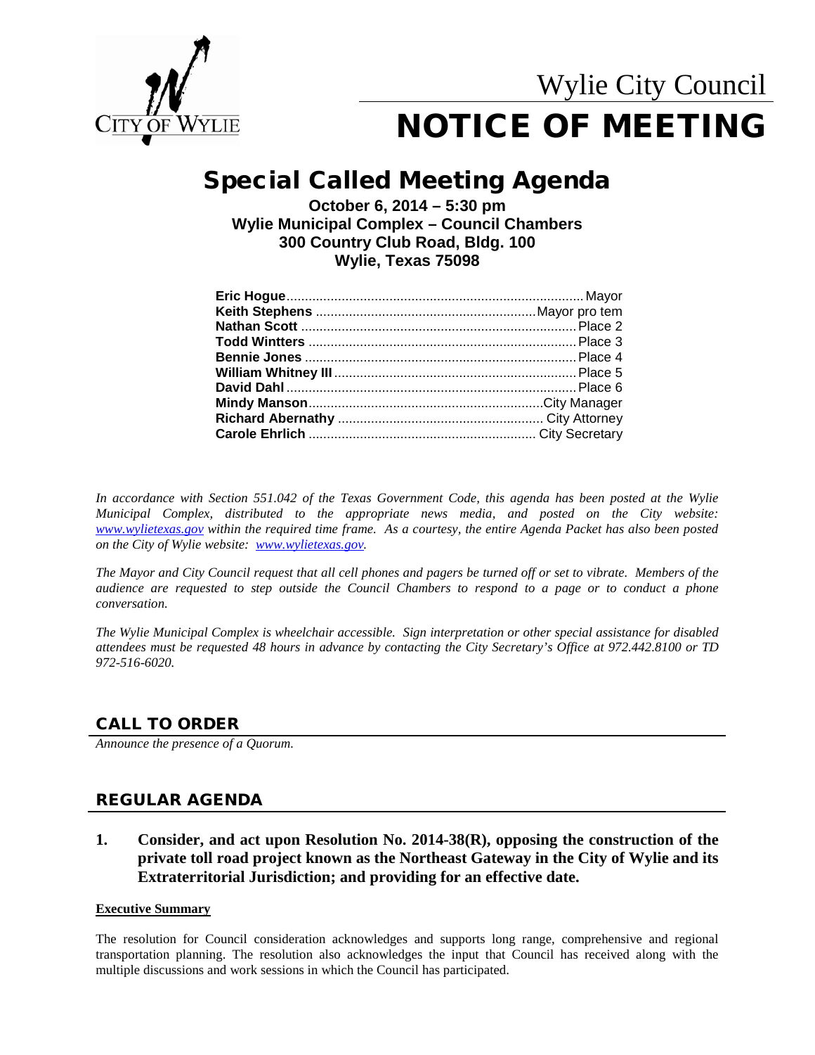Wylie City Council

# NOTICE OF MEETING

## Special Called Meeting Agenda

**October 6, 2014 – 5:30 pm**
**Wylie Municipal Complex – Council Chambers**
**300 Country Club Road, Bldg. 100**
**Wylie, Texas 75098**

| | |
|---|---|
| **Eric Hogue** | Mayor |
| **Keith Stephens** | Mayor pro tem |
| **Nathan Scott** | Place 2 |
| **Todd Wintters** | Place 3 |
| **Bennie Jones** | Place 4 |
| **William Whitney III** | Place 5 |
| **David Dahl** | Place 6 |
| **Mindy Manson** | City Manager |
| **Richard Abernathy** | City Attorney |
| **Carole Ehrlich** | City Secretary |

*In accordance with Section 551.042 of the Texas Government Code, this agenda has been posted at the Wylie Municipal Complex, distributed to the appropriate news media, and posted on the City website: www.wylietexas.gov within the required time frame. As a courtesy, the entire Agenda Packet has also been posted on the City of Wylie website: www.wylietexas.gov.*

*The Mayor and City Council request that all cell phones and pagers be turned off or set to vibrate. Members of the audience are requested to step outside the Council Chambers to respond to a page or to conduct a phone conversation.*

*The Wylie Municipal Complex is wheelchair accessible. Sign interpretation or other special assistance for disabled attendees must be requested 48 hours in advance by contacting the City Secretary's Office at 972.442.8100 or TD 972-516-6020.*

## CALL TO ORDER

*Announce the presence of a Quorum.*

## REGULAR AGENDA

**1. Consider, and act upon Resolution No. 2014-38(R), opposing the construction of the private toll road project known as the Northeast Gateway in the City of Wylie and its Extraterritorial Jurisdiction; and providing for an effective date.**

**Executive Summary**

The resolution for Council consideration acknowledges and supports long range, comprehensive and regional transportation planning. The resolution also acknowledges the input that Council has received along with the multiple discussions and work sessions in which the Council has participated.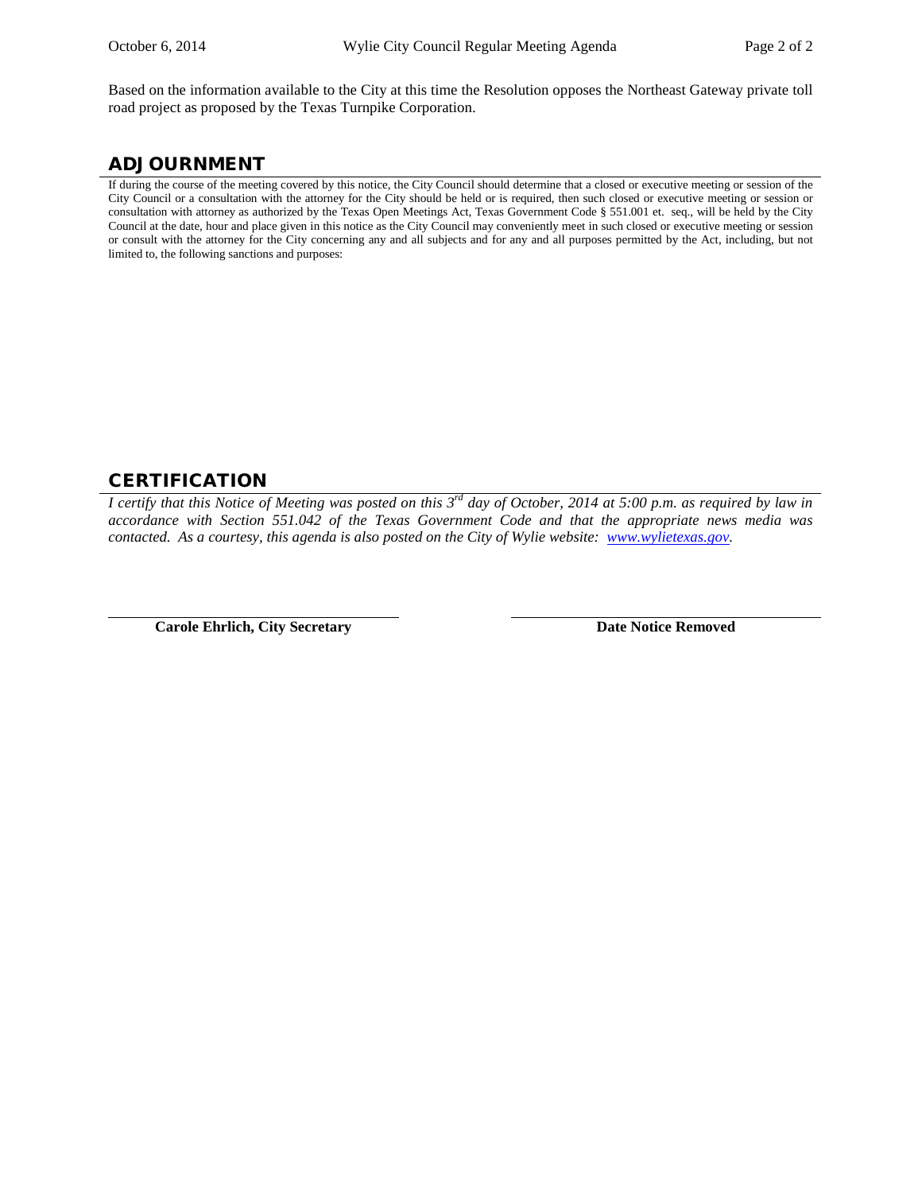Based on the information available to the City at this time the Resolution opposes the Northeast Gateway private toll road project as proposed by the Texas Turnpike Corporation.

## ADJOURNMENT

If during the course of the meeting covered by this notice, the City Council should determine that a closed or executive meeting or session of the City Council or a consultation with the attorney for the City should be held or is required, then such closed or executive meeting or session or consultation with attorney as authorized by the Texas Open Meetings Act, Texas Government Code § 551.001 et. seq., will be held by the City Council at the date, hour and place given in this notice as the City Council may conveniently meet in such closed or executive meeting or session or consult with the attorney for the City concerning any and all subjects and for any and all purposes permitted by the Act, including, but not limited to, the following sanctions and purposes:

## CERTIFICATION

*I certify that this Notice of Meeting was posted on this 3rd day of October, 2014 at 5:00 p.m. as required by law in accordance with Section 551.042 of the Texas Government Code and that the appropriate news media was contacted. As a courtesy, this agenda is also posted on the City of Wylie website: [www.wylietexas.gov](http://www.wylietexas.gov).*

**Carole Ehrlich, City Secretary** **Date Notice Removed**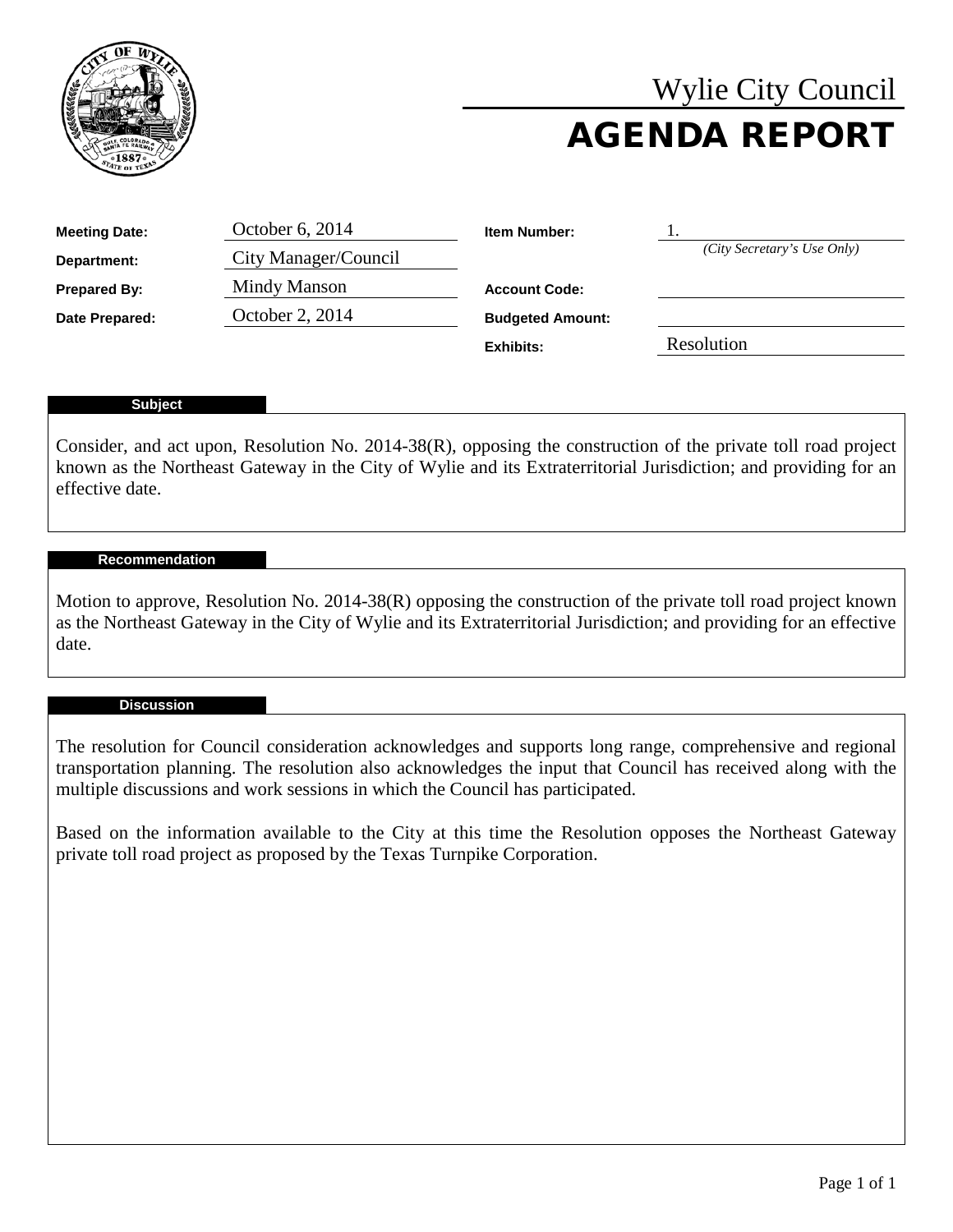# Wylie City Council

# AGENDA REPORT

| | | | |
|---|---|---|---|
| **Meeting Date:** | October 6, 2014 | **Item Number:** | 1. *(City Secretary's Use Only)* |
| **Department:** | City Manager/Council | | |
| **Prepared By:** | Mindy Manson | **Account Code:** | |
| **Date Prepared:** | October 2, 2014 | **Budgeted Amount:** | |
| | | **Exhibits:** | Resolution |

## Subject

Consider, and act upon, Resolution No. 2014-38(R), opposing the construction of the private toll road project known as the Northeast Gateway in the City of Wylie and its Extraterritorial Jurisdiction; and providing for an effective date.

## Recommendation

Motion to approve, Resolution No. 2014-38(R) opposing the construction of the private toll road project known as the Northeast Gateway in the City of Wylie and its Extraterritorial Jurisdiction; and providing for an effective date.

## Discussion

The resolution for Council consideration acknowledges and supports long range, comprehensive and regional transportation planning. The resolution also acknowledges the input that Council has received along with the multiple discussions and work sessions in which the Council has participated.

Based on the information available to the City at this time the Resolution opposes the Northeast Gateway private toll road project as proposed by the Texas Turnpike Corporation.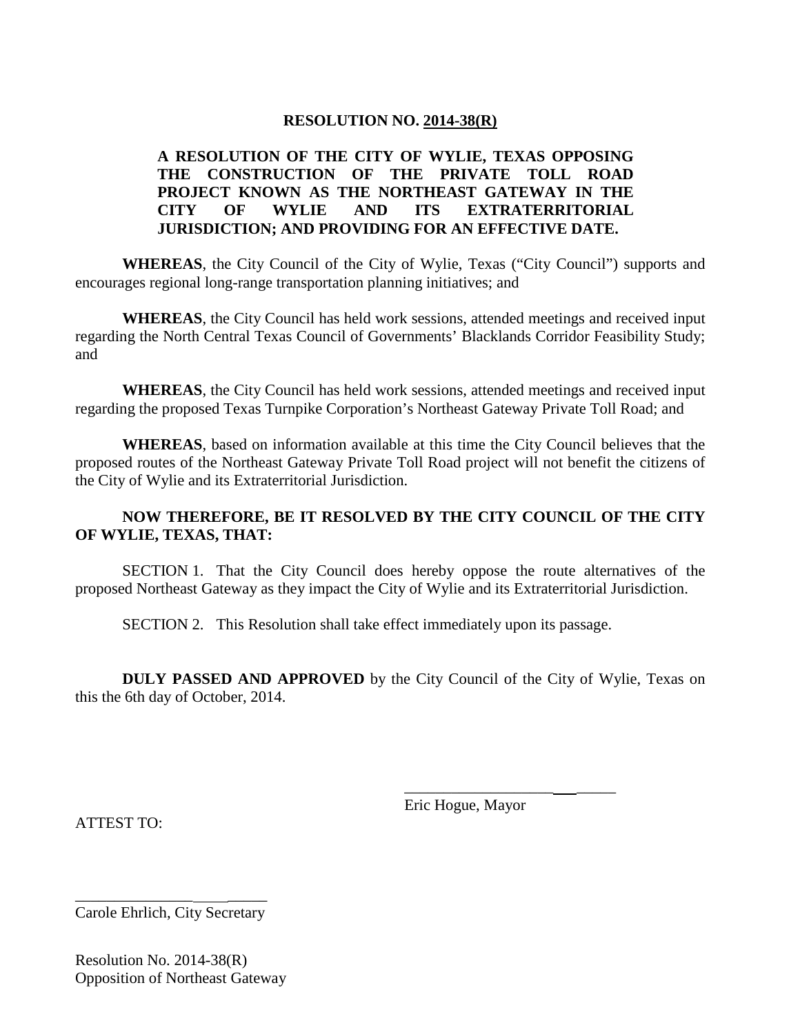**RESOLUTION NO. 2014-38(R)**

**A RESOLUTION OF THE CITY OF WYLIE, TEXAS OPPOSING THE CONSTRUCTION OF THE PRIVATE TOLL ROAD PROJECT KNOWN AS THE NORTHEAST GATEWAY IN THE CITY OF WYLIE AND ITS EXTRATERRITORIAL JURISDICTION; AND PROVIDING FOR AN EFFECTIVE DATE.**

**WHEREAS**, the City Council of the City of Wylie, Texas ("City Council") supports and encourages regional long-range transportation planning initiatives; and

**WHEREAS**, the City Council has held work sessions, attended meetings and received input regarding the North Central Texas Council of Governments' Blacklands Corridor Feasibility Study; and

**WHEREAS**, the City Council has held work sessions, attended meetings and received input regarding the proposed Texas Turnpike Corporation's Northeast Gateway Private Toll Road; and

**WHEREAS**, based on information available at this time the City Council believes that the proposed routes of the Northeast Gateway Private Toll Road project will not benefit the citizens of the City of Wylie and its Extraterritorial Jurisdiction.

**NOW THEREFORE, BE IT RESOLVED BY THE CITY COUNCIL OF THE CITY OF WYLIE, TEXAS, THAT:**

SECTION 1. That the City Council does hereby oppose the route alternatives of the proposed Northeast Gateway as they impact the City of Wylie and its Extraterritorial Jurisdiction.

SECTION 2. This Resolution shall take effect immediately upon its passage.

**DULY PASSED AND APPROVED** by the City Council of the City of Wylie, Texas on this the 6th day of October, 2014.

\_\_\_\_\_\_\_\_\_\_\_\_\_\_\_\_\_\_\_\_\_\_\_\_\_\_
Eric Hogue, Mayor

ATTEST TO:

\_\_\_\_\_\_\_\_\_\_\_\_\_\_\_\_\_\_\_\_\_\_\_\_\_\_
Carole Ehrlich, City Secretary

Resolution No. 2014-38(R)
Opposition of Northeast Gateway